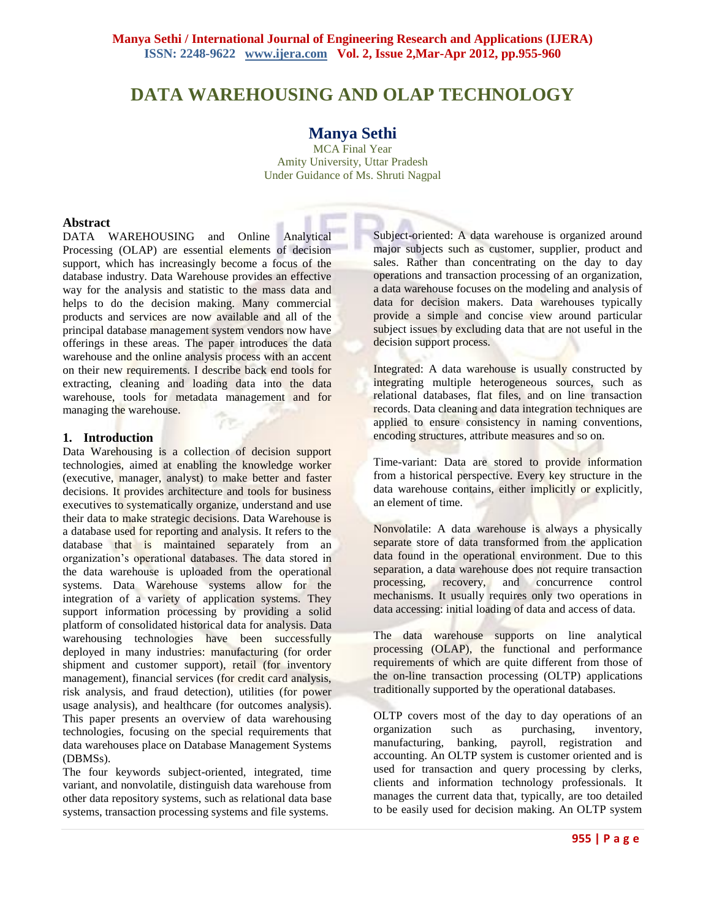# DATA WAREHOUSING AND OLAP TECHNOLOGY

## Manya Sethi

MCA Final Year
Amity University, Uttar Pradesh
Under Guidance of Ms. Shruti Nagpal

### Abstract

DATA WAREHOUSING and Online Analytical Processing (OLAP) are essential elements of decision support, which has increasingly become a focus of the database industry. Data Warehouse provides an effective way for the analysis and statistic to the mass data and helps to do the decision making. Many commercial products and services are now available and all of the principal database management system vendors now have offerings in these areas. The paper introduces the data warehouse and the online analysis process with an accent on their new requirements. I describe back end tools for extracting, cleaning and loading data into the data warehouse, tools for metadata management and for managing the warehouse.

### 1. Introduction

Data Warehousing is a collection of decision support technologies, aimed at enabling the knowledge worker (executive, manager, analyst) to make better and faster decisions. It provides architecture and tools for business executives to systematically organize, understand and use their data to make strategic decisions. Data Warehouse is a database used for reporting and analysis. It refers to the database that is maintained separately from an organization's operational databases. The data stored in the data warehouse is uploaded from the operational systems. Data Warehouse systems allow for the integration of a variety of application systems. They support information processing by providing a solid platform of consolidated historical data for analysis. Data warehousing technologies have been successfully deployed in many industries: manufacturing (for order shipment and customer support), retail (for inventory management), financial services (for credit card analysis, risk analysis, and fraud detection), utilities (for power usage analysis), and healthcare (for outcomes analysis). This paper presents an overview of data warehousing technologies, focusing on the special requirements that data warehouses place on Database Management Systems (DBMSs).

The four keywords subject-oriented, integrated, time variant, and nonvolatile, distinguish data warehouse from other data repository systems, such as relational data base systems, transaction processing systems and file systems.

Subject-oriented: A data warehouse is organized around major subjects such as customer, supplier, product and sales. Rather than concentrating on the day to day operations and transaction processing of an organization, a data warehouse focuses on the modeling and analysis of data for decision makers. Data warehouses typically provide a simple and concise view around particular subject issues by excluding data that are not useful in the decision support process.

Integrated: A data warehouse is usually constructed by integrating multiple heterogeneous sources, such as relational databases, flat files, and on line transaction records. Data cleaning and data integration techniques are applied to ensure consistency in naming conventions, encoding structures, attribute measures and so on.

Time-variant: Data are stored to provide information from a historical perspective. Every key structure in the data warehouse contains, either implicitly or explicitly, an element of time.

Nonvolatile: A data warehouse is always a physically separate store of data transformed from the application data found in the operational environment. Due to this separation, a data warehouse does not require transaction processing, recovery, and concurrence control mechanisms. It usually requires only two operations in data accessing: initial loading of data and access of data.

The data warehouse supports on line analytical processing (OLAP), the functional and performance requirements of which are quite different from those of the on-line transaction processing (OLTP) applications traditionally supported by the operational databases.

OLTP covers most of the day to day operations of an organization such as purchasing, inventory, manufacturing, banking, payroll, registration and accounting. An OLTP system is customer oriented and is used for transaction and query processing by clerks, clients and information technology professionals. It manages the current data that, typically, are too detailed to be easily used for decision making. An OLTP system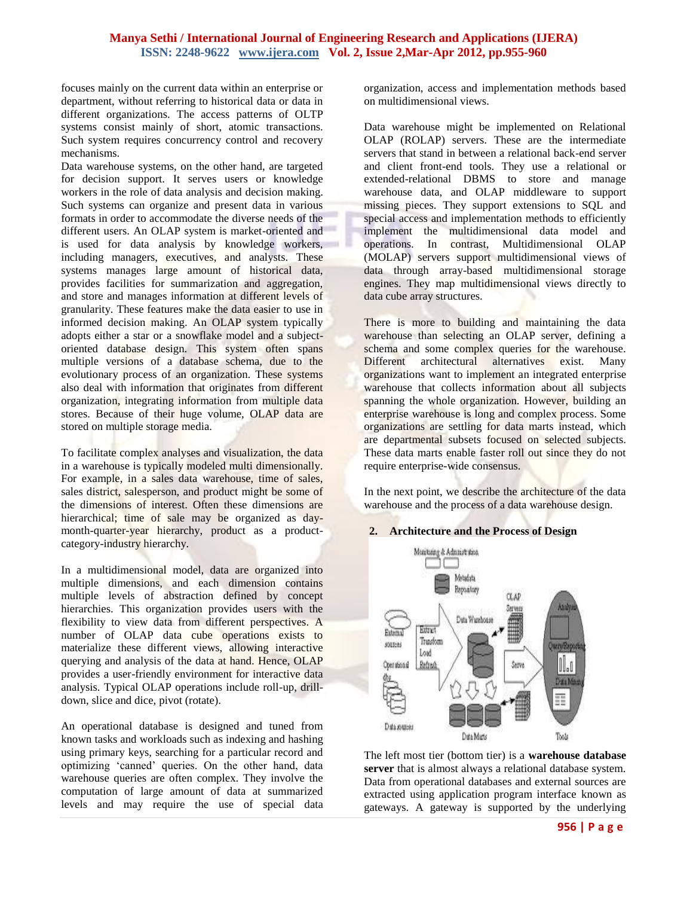focuses mainly on the current data within an enterprise or department, without referring to historical data or data in different organizations. The access patterns of OLTP systems consist mainly of short, atomic transactions. Such system requires concurrency control and recovery mechanisms.

Data warehouse systems, on the other hand, are targeted for decision support. It serves users or knowledge workers in the role of data analysis and decision making. Such systems can organize and present data in various formats in order to accommodate the diverse needs of the different users. An OLAP system is market-oriented and is used for data analysis by knowledge workers, including managers, executives, and analysts. These systems manages large amount of historical data, provides facilities for summarization and aggregation, and store and manages information at different levels of granularity. These features make the data easier to use in informed decision making. An OLAP system typically adopts either a star or a snowflake model and a subject-oriented database design. This system often spans multiple versions of a database schema, due to the evolutionary process of an organization. These systems also deal with information that originates from different organization, integrating information from multiple data stores. Because of their huge volume, OLAP data are stored on multiple storage media.

To facilitate complex analyses and visualization, the data in a warehouse is typically modeled multi dimensionally. For example, in a sales data warehouse, time of sales, sales district, salesperson, and product might be some of the dimensions of interest. Often these dimensions are hierarchical; time of sale may be organized as day-month-quarter-year hierarchy, product as a product-category-industry hierarchy.

In a multidimensional model, data are organized into multiple dimensions, and each dimension contains multiple levels of abstraction defined by concept hierarchies. This organization provides users with the flexibility to view data from different perspectives. A number of OLAP data cube operations exists to materialize these different views, allowing interactive querying and analysis of the data at hand. Hence, OLAP provides a user-friendly environment for interactive data analysis. Typical OLAP operations include roll-up, drill-down, slice and dice, pivot (rotate).

An operational database is designed and tuned from known tasks and workloads such as indexing and hashing using primary keys, searching for a particular record and optimizing 'canned' queries. On the other hand, data warehouse queries are often complex. They involve the computation of large amount of data at summarized levels and may require the use of special data organization, access and implementation methods based on multidimensional views.

Data warehouse might be implemented on Relational OLAP (ROLAP) servers. These are the intermediate servers that stand in between a relational back-end server and client front-end tools. They use a relational or extended-relational DBMS to store and manage warehouse data, and OLAP middleware to support missing pieces. They support extensions to SQL and special access and implementation methods to efficiently implement the multidimensional data model and operations. In contrast, Multidimensional OLAP (MOLAP) servers support multidimensional views of data through array-based multidimensional storage engines. They map multidimensional views directly to data cube array structures.

There is more to building and maintaining the data warehouse than selecting an OLAP server, defining a schema and some complex queries for the warehouse. Different architectural alternatives exist. Many organizations want to implement an integrated enterprise warehouse that collects information about all subjects spanning the whole organization. However, building an enterprise warehouse is long and complex process. Some organizations are settling for data marts instead, which are departmental subsets focused on selected subjects. These data marts enable faster roll out since they do not require enterprise-wide consensus.

In the next point, we describe the architecture of the data warehouse and the process of a data warehouse design.

## 2. Architecture and the Process of Design

The left most tier (bottom tier) is a **warehouse database server** that is almost always a relational database system. Data from operational databases and external sources are extracted using application program interface known as gateways. A gateway is supported by the underlying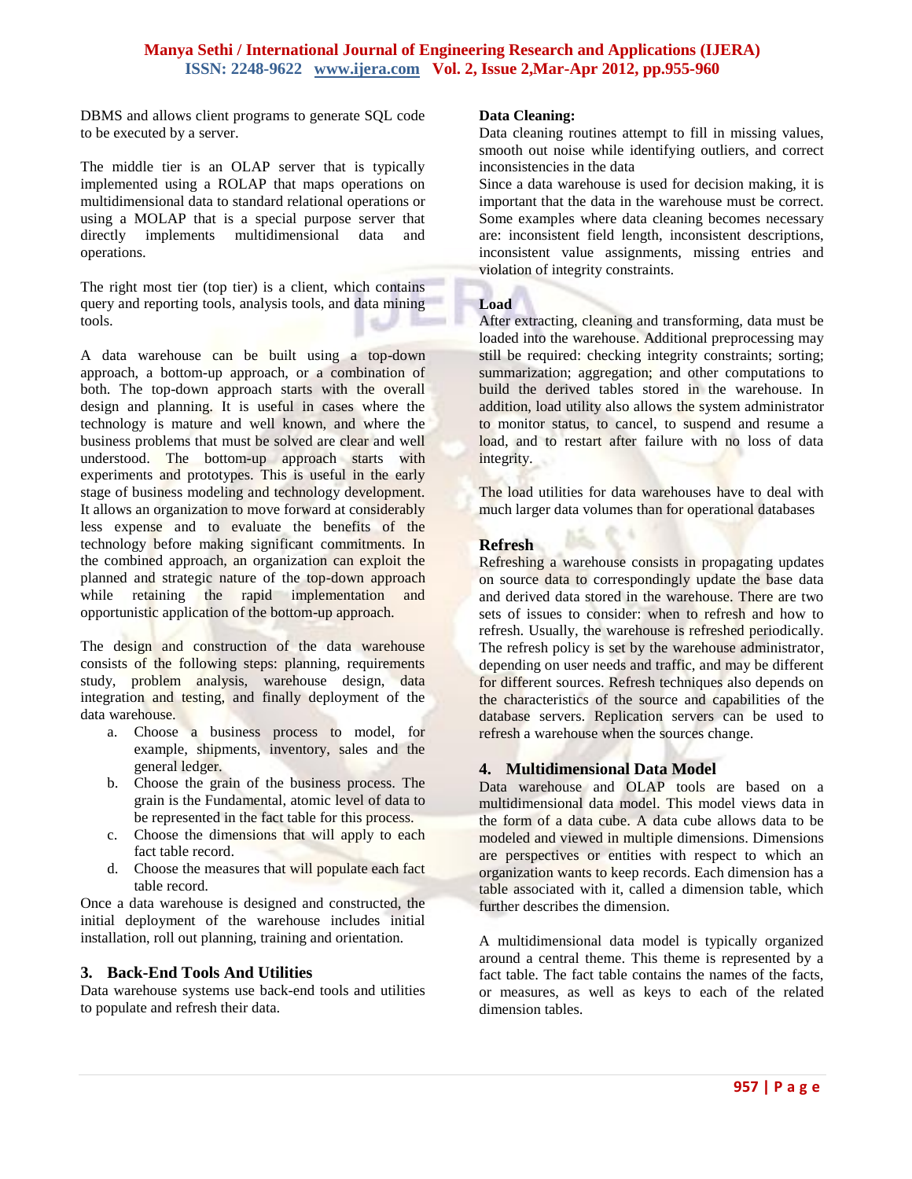DBMS and allows client programs to generate SQL code to be executed by a server.

The middle tier is an OLAP server that is typically implemented using a ROLAP that maps operations on multidimensional data to standard relational operations or using a MOLAP that is a special purpose server that directly implements multidimensional data and operations.

The right most tier (top tier) is a client, which contains query and reporting tools, analysis tools, and data mining tools.

A data warehouse can be built using a top-down approach, a bottom-up approach, or a combination of both. The top-down approach starts with the overall design and planning. It is useful in cases where the technology is mature and well known, and where the business problems that must be solved are clear and well understood. The bottom-up approach starts with experiments and prototypes. This is useful in the early stage of business modeling and technology development. It allows an organization to move forward at considerably less expense and to evaluate the benefits of the technology before making significant commitments. In the combined approach, an organization can exploit the planned and strategic nature of the top-down approach while retaining the rapid implementation and opportunistic application of the bottom-up approach.

The design and construction of the data warehouse consists of the following steps: planning, requirements study, problem analysis, warehouse design, data integration and testing, and finally deployment of the data warehouse.

a. Choose a business process to model, for example, shipments, inventory, sales and the general ledger.
b. Choose the grain of the business process. The grain is the Fundamental, atomic level of data to be represented in the fact table for this process.
c. Choose the dimensions that will apply to each fact table record.
d. Choose the measures that will populate each fact table record.

Once a data warehouse is designed and constructed, the initial deployment of the warehouse includes initial installation, roll out planning, training and orientation.

## 3. Back-End Tools And Utilities

Data warehouse systems use back-end tools and utilities to populate and refresh their data.

**Data Cleaning:**

Data cleaning routines attempt to fill in missing values, smooth out noise while identifying outliers, and correct inconsistencies in the data

Since a data warehouse is used for decision making, it is important that the data in the warehouse must be correct. Some examples where data cleaning becomes necessary are: inconsistent field length, inconsistent descriptions, inconsistent value assignments, missing entries and violation of integrity constraints.

**Load**

After extracting, cleaning and transforming, data must be loaded into the warehouse. Additional preprocessing may still be required: checking integrity constraints; sorting; summarization; aggregation; and other computations to build the derived tables stored in the warehouse. In addition, load utility also allows the system administrator to monitor status, to cancel, to suspend and resume a load, and to restart after failure with no loss of data integrity.

The load utilities for data warehouses have to deal with much larger data volumes than for operational databases

### Refresh

Refreshing a warehouse consists in propagating updates on source data to correspondingly update the base data and derived data stored in the warehouse. There are two sets of issues to consider: when to refresh and how to refresh. Usually, the warehouse is refreshed periodically. The refresh policy is set by the warehouse administrator, depending on user needs and traffic, and may be different for different sources. Refresh techniques also depends on the characteristics of the source and capabilities of the database servers. Replication servers can be used to refresh a warehouse when the sources change.

## 4. Multidimensional Data Model

Data warehouse and OLAP tools are based on a multidimensional data model. This model views data in the form of a data cube. A data cube allows data to be modeled and viewed in multiple dimensions. Dimensions are perspectives or entities with respect to which an organization wants to keep records. Each dimension has a table associated with it, called a dimension table, which further describes the dimension.

A multidimensional data model is typically organized around a central theme. This theme is represented by a fact table. The fact table contains the names of the facts, or measures, as well as keys to each of the related dimension tables.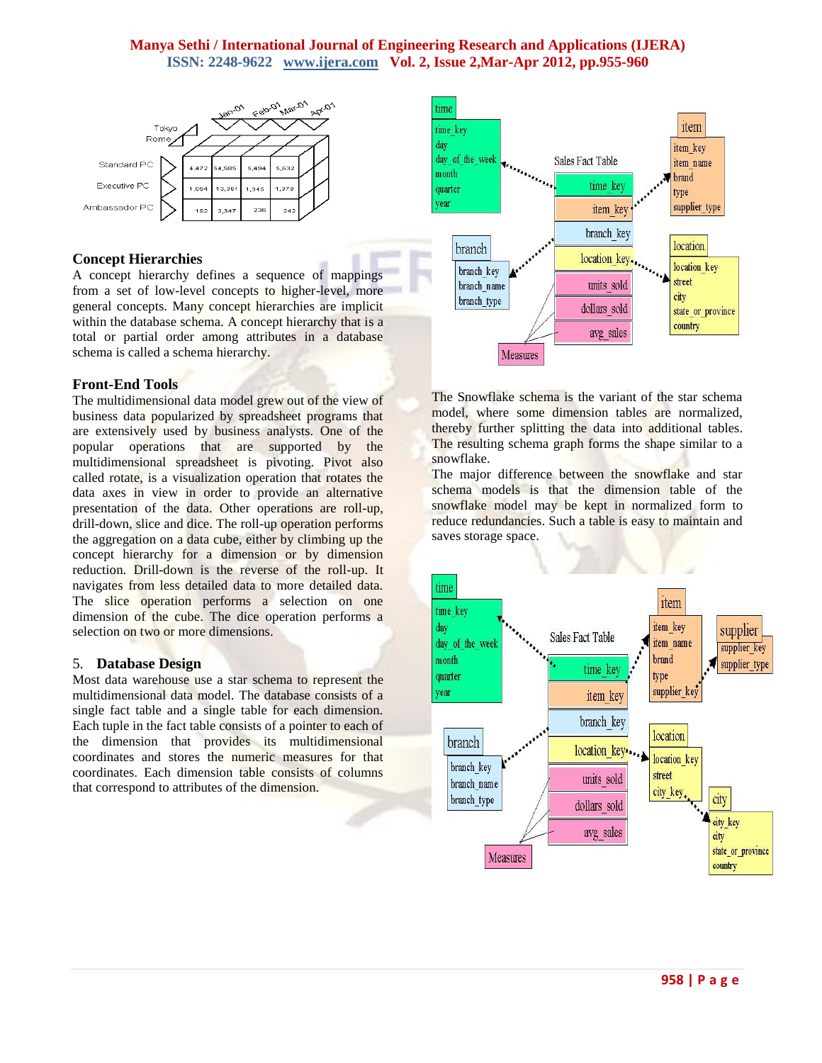## Concept Hierarchies

A concept hierarchy defines a sequence of mappings from a set of low-level concepts to higher-level, more general concepts. Many concept hierarchies are implicit within the database schema. A concept hierarchy that is a total or partial order among attributes in a database schema is called a schema hierarchy.

## Front-End Tools

The multidimensional data model grew out of the view of business data popularized by spreadsheet programs that are extensively used by business analysts. One of the popular operations that are supported by the multidimensional spreadsheet is pivoting. Pivot also called rotate, is a visualization operation that rotates the data axes in view in order to provide an alternative presentation of the data. Other operations are roll-up, drill-down, slice and dice. The roll-up operation performs the aggregation on a data cube, either by climbing up the concept hierarchy for a dimension or by dimension reduction. Drill-down is the reverse of the roll-up. It navigates from less detailed data to more detailed data. The slice operation performs a selection on one dimension of the cube. The dice operation performs a selection on two or more dimensions.

## 5. Database Design

Most data warehouse use a star schema to represent the multidimensional data model. The database consists of a single fact table and a single table for each dimension. Each tuple in the fact table consists of a pointer to each of the dimension that provides its multidimensional coordinates and stores the numeric measures for that coordinates. Each dimension table consists of columns that correspond to attributes of the dimension.

The Snowflake schema is the variant of the star schema model, where some dimension tables are normalized, thereby further splitting the data into additional tables. The resulting schema graph forms the shape similar to a snowflake.

The major difference between the snowflake and star schema models is that the dimension table of the snowflake model may be kept in normalized form to reduce redundancies. Such a table is easy to maintain and saves storage space.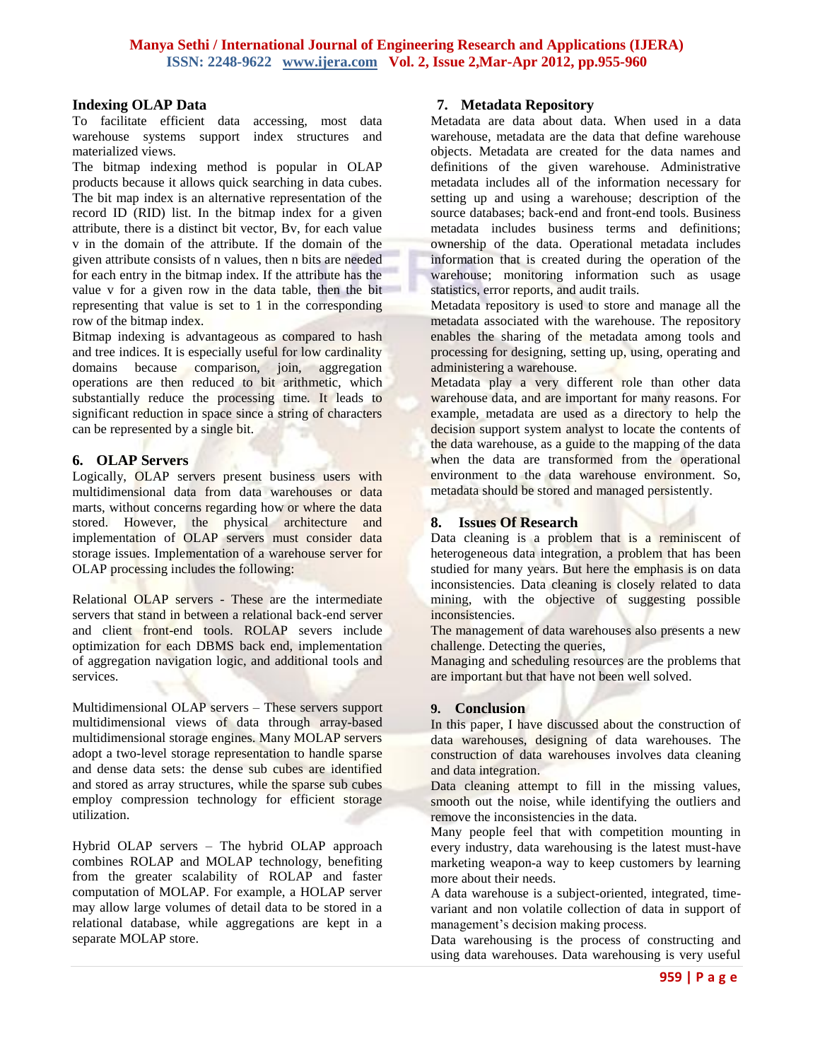### Indexing OLAP Data

To facilitate efficient data accessing, most data warehouse systems support index structures and materialized views.

The bitmap indexing method is popular in OLAP products because it allows quick searching in data cubes. The bit map index is an alternative representation of the record ID (RID) list. In the bitmap index for a given attribute, there is a distinct bit vector, Bv, for each value v in the domain of the attribute. If the domain of the given attribute consists of n values, then n bits are needed for each entry in the bitmap index. If the attribute has the value v for a given row in the data table, then the bit representing that value is set to 1 in the corresponding row of the bitmap index.

Bitmap indexing is advantageous as compared to hash and tree indices. It is especially useful for low cardinality domains because comparison, join, aggregation operations are then reduced to bit arithmetic, which substantially reduce the processing time. It leads to significant reduction in space since a string of characters can be represented by a single bit.

## 6. OLAP Servers

Logically, OLAP servers present business users with multidimensional data from data warehouses or data marts, without concerns regarding how or where the data stored. However, the physical architecture and implementation of OLAP servers must consider data storage issues. Implementation of a warehouse server for OLAP processing includes the following:

Relational OLAP servers - These are the intermediate servers that stand in between a relational back-end server and client front-end tools. ROLAP severs include optimization for each DBMS back end, implementation of aggregation navigation logic, and additional tools and services.

Multidimensional OLAP servers – These servers support multidimensional views of data through array-based multidimensional storage engines. Many MOLAP servers adopt a two-level storage representation to handle sparse and dense data sets: the dense sub cubes are identified and stored as array structures, while the sparse sub cubes employ compression technology for efficient storage utilization.

Hybrid OLAP servers – The hybrid OLAP approach combines ROLAP and MOLAP technology, benefiting from the greater scalability of ROLAP and faster computation of MOLAP. For example, a HOLAP server may allow large volumes of detail data to be stored in a relational database, while aggregations are kept in a separate MOLAP store.

## 7. Metadata Repository

Metadata are data about data. When used in a data warehouse, metadata are the data that define warehouse objects. Metadata are created for the data names and definitions of the given warehouse. Administrative metadata includes all of the information necessary for setting up and using a warehouse; description of the source databases; back-end and front-end tools. Business metadata includes business terms and definitions; ownership of the data. Operational metadata includes information that is created during the operation of the warehouse; monitoring information such as usage statistics, error reports, and audit trails.

Metadata repository is used to store and manage all the metadata associated with the warehouse. The repository enables the sharing of the metadata among tools and processing for designing, setting up, using, operating and administering a warehouse.

Metadata play a very different role than other data warehouse data, and are important for many reasons. For example, metadata are used as a directory to help the decision support system analyst to locate the contents of the data warehouse, as a guide to the mapping of the data when the data are transformed from the operational environment to the data warehouse environment. So, metadata should be stored and managed persistently.

## 8. Issues Of Research

Data cleaning is a problem that is a reminiscent of heterogeneous data integration, a problem that has been studied for many years. But here the emphasis is on data inconsistencies. Data cleaning is closely related to data mining, with the objective of suggesting possible inconsistencies.

The management of data warehouses also presents a new challenge. Detecting the queries,

Managing and scheduling resources are the problems that are important but that have not been well solved.

## 9. Conclusion

In this paper, I have discussed about the construction of data warehouses, designing of data warehouses. The construction of data warehouses involves data cleaning and data integration.

Data cleaning attempt to fill in the missing values, smooth out the noise, while identifying the outliers and remove the inconsistencies in the data.

Many people feel that with competition mounting in every industry, data warehousing is the latest must-have marketing weapon-a way to keep customers by learning more about their needs.

A data warehouse is a subject-oriented, integrated, time-variant and non volatile collection of data in support of management's decision making process.

Data warehousing is the process of constructing and using data warehouses. Data warehousing is very useful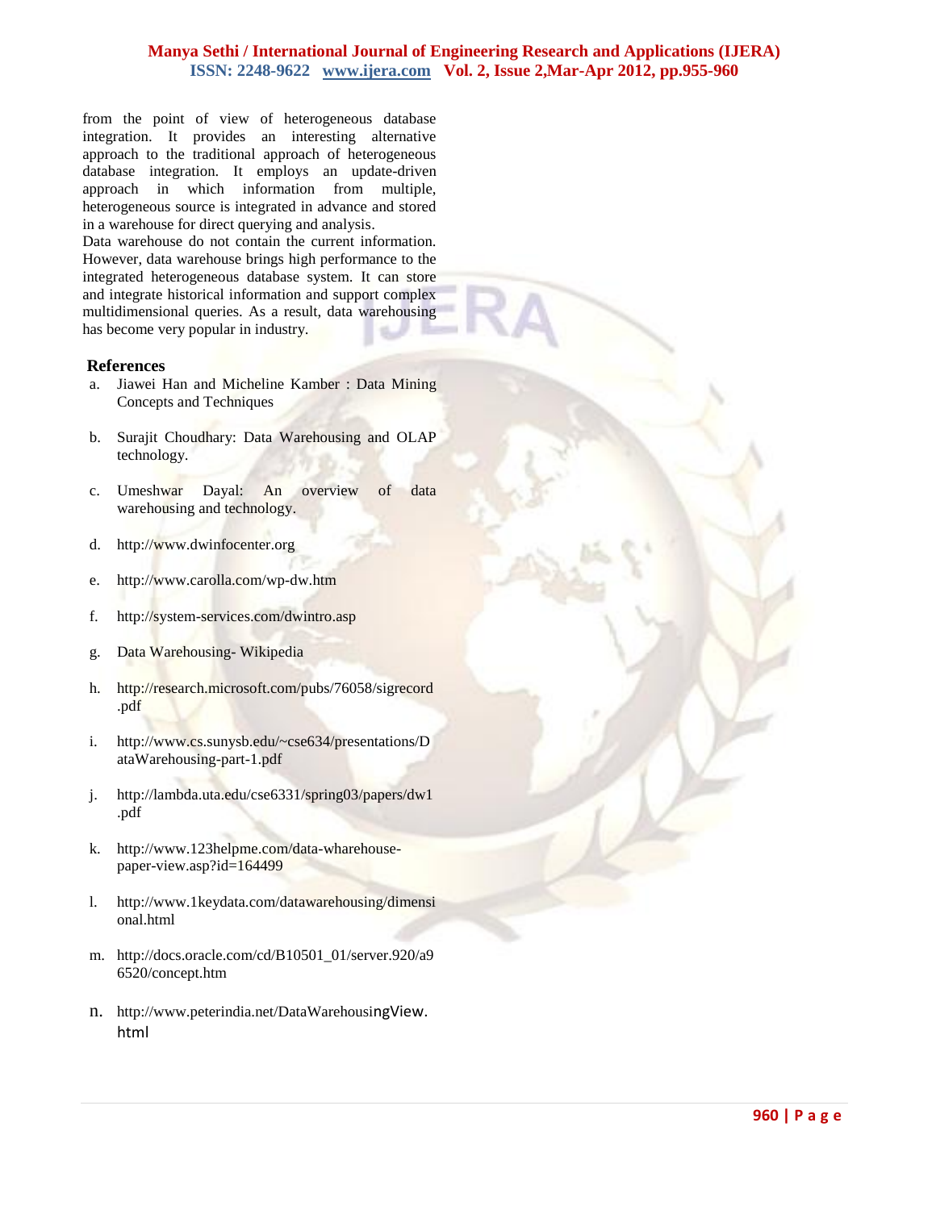from the point of view of heterogeneous database integration. It provides an interesting alternative approach to the traditional approach of heterogeneous database integration. It employs an update-driven approach in which information from multiple, heterogeneous source is integrated in advance and stored in a warehouse for direct querying and analysis.

Data warehouse do not contain the current information. However, data warehouse brings high performance to the integrated heterogeneous database system. It can store and integrate historical information and support complex multidimensional queries. As a result, data warehousing has become very popular in industry.

## References

a. Jiawei Han and Micheline Kamber : Data Mining Concepts and Techniques

b. Surajit Choudhary: Data Warehousing and OLAP technology.

c. Umeshwar Dayal: An overview of data warehousing and technology.

d. http://www.dwinfocenter.org

e. http://www.carolla.com/wp-dw.htm

f. http://system-services.com/dwintro.asp

g. Data Warehousing- Wikipedia

h. http://research.microsoft.com/pubs/76058/sigrecord.pdf

i. http://www.cs.sunysb.edu/~cse634/presentations/DataWarehousing-part-1.pdf

j. http://lambda.uta.edu/cse6331/spring03/papers/dw1.pdf

k. http://www.123helpme.com/data-wharehouse-paper-view.asp?id=164499

l. http://www.1keydata.com/datawarehousing/dimensional.html

m. http://docs.oracle.com/cd/B10501_01/server.920/a96520/concept.htm

n. http://www.peterindia.net/DataWarehousingView.html